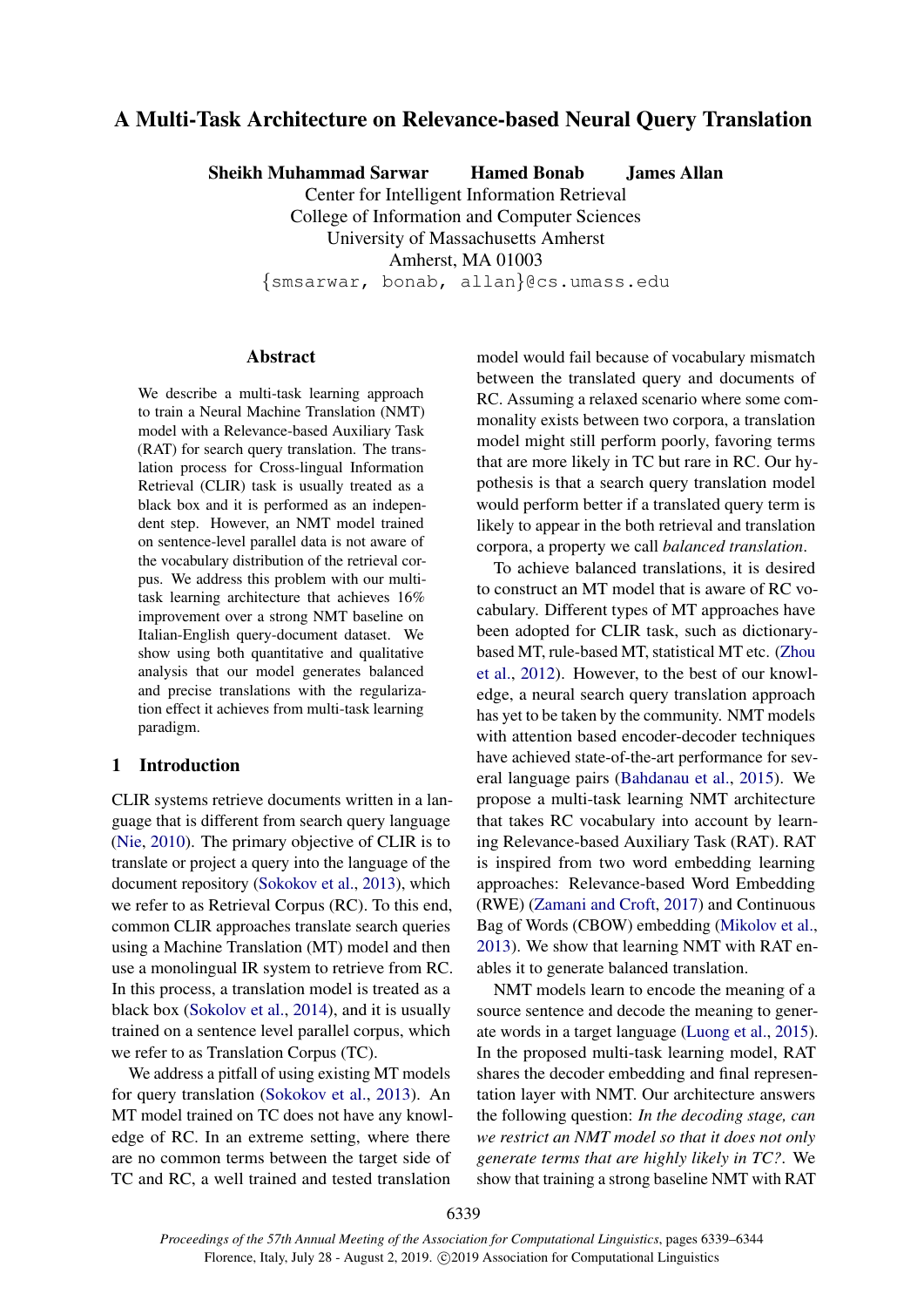# A Multi-Task Architecture on Relevance-based Neural Query Translation

**Sheikh Muhammad Sarwar  Hamed Bonab  James Allan**

Center for Intelligent Information Retrieval
College of Information and Computer Sciences
University of Massachusetts Amherst
Amherst, MA 01003
{smsarwar, bonab, allan}@cs.umass.edu

## Abstract

We describe a multi-task learning approach to train a Neural Machine Translation (NMT) model with a Relevance-based Auxiliary Task (RAT) for search query translation. The translation process for Cross-lingual Information Retrieval (CLIR) task is usually treated as a black box and it is performed as an independent step. However, an NMT model trained on sentence-level parallel data is not aware of the vocabulary distribution of the retrieval corpus. We address this problem with our multi-task learning architecture that achieves 16% improvement over a strong NMT baseline on Italian-English query-document dataset. We show using both quantitative and qualitative analysis that our model generates balanced and precise translations with the regularization effect it achieves from multi-task learning paradigm.

## 1 Introduction

CLIR systems retrieve documents written in a language that is different from search query language (Nie, 2010). The primary objective of CLIR is to translate or project a query into the language of the document repository (Sokokov et al., 2013), which we refer to as Retrieval Corpus (RC). To this end, common CLIR approaches translate search queries using a Machine Translation (MT) model and then use a monolingual IR system to retrieve from RC. In this process, a translation model is treated as a black box (Sokolov et al., 2014), and it is usually trained on a sentence level parallel corpus, which we refer to as Translation Corpus (TC).

We address a pitfall of using existing MT models for query translation (Sokokov et al., 2013). An MT model trained on TC does not have any knowledge of RC. In an extreme setting, where there are no common terms between the target side of TC and RC, a well trained and tested translation model would fail because of vocabulary mismatch between the translated query and documents of RC. Assuming a relaxed scenario where some commonality exists between two corpora, a translation model might still perform poorly, favoring terms that are more likely in TC but rare in RC. Our hypothesis is that a search query translation model would perform better if a translated query term is likely to appear in the both retrieval and translation corpora, a property we call *balanced translation*.

To achieve balanced translations, it is desired to construct an MT model that is aware of RC vocabulary. Different types of MT approaches have been adopted for CLIR task, such as dictionary-based MT, rule-based MT, statistical MT etc. (Zhou et al., 2012). However, to the best of our knowledge, a neural search query translation approach has yet to be taken by the community. NMT models with attention based encoder-decoder techniques have achieved state-of-the-art performance for several language pairs (Bahdanau et al., 2015). We propose a multi-task learning NMT architecture that takes RC vocabulary into account by learning Relevance-based Auxiliary Task (RAT). RAT is inspired from two word embedding learning approaches: Relevance-based Word Embedding (RWE) (Zamani and Croft, 2017) and Continuous Bag of Words (CBOW) embedding (Mikolov et al., 2013). We show that learning NMT with RAT enables it to generate balanced translation.

NMT models learn to encode the meaning of a source sentence and decode the meaning to generate words in a target language (Luong et al., 2015). In the proposed multi-task learning model, RAT shares the decoder embedding and final representation layer with NMT. Our architecture answers the following question: *In the decoding stage, can we restrict an NMT model so that it does not only generate terms that are highly likely in TC?*. We show that training a strong baseline NMT with RAT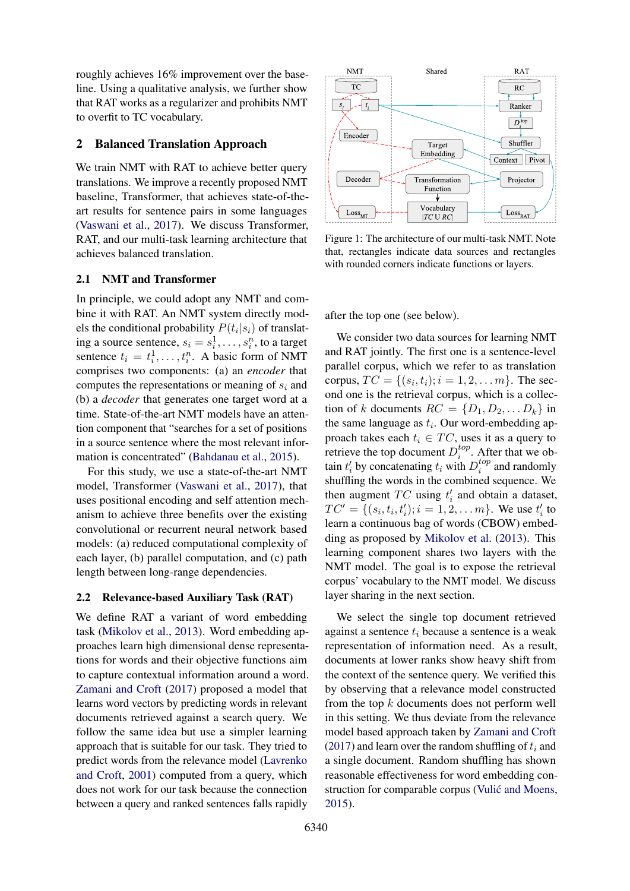roughly achieves 16% improvement over the baseline. Using a qualitative analysis, we further show that RAT works as a regularizer and prohibits NMT to overfit to TC vocabulary.

## 2 Balanced Translation Approach

We train NMT with RAT to achieve better query translations. We improve a recently proposed NMT baseline, Transformer, that achieves state-of-the-art results for sentence pairs in some languages (Vaswani et al., 2017). We discuss Transformer, RAT, and our multi-task learning architecture that achieves balanced translation.

### 2.1 NMT and Transformer

In principle, we could adopt any NMT and combine it with RAT. An NMT system directly models the conditional probability $P(t_i|s_i)$ of translating a source sentence, $s_i = s_i^1, \dots, s_i^n$, to a target sentence $t_i = t_i^1, \dots, t_i^n$. A basic form of NMT comprises two components: (a) an *encoder* that computes the representations or meaning of $s_i$ and (b) a *decoder* that generates one target word at a time. State-of-the-art NMT models have an attention component that "searches for a set of positions in a source sentence where the most relevant information is concentrated" (Bahdanau et al., 2015).

For this study, we use a state-of-the-art NMT model, Transformer (Vaswani et al., 2017), that uses positional encoding and self attention mechanism to achieve three benefits over the existing convolutional or recurrent neural network based models: (a) reduced computational complexity of each layer, (b) parallel computation, and (c) path length between long-range dependencies.

### 2.2 Relevance-based Auxiliary Task (RAT)

We define RAT a variant of word embedding task (Mikolov et al., 2013). Word embedding approaches learn high dimensional dense representations for words and their objective functions aim to capture contextual information around a word. Zamani and Croft (2017) proposed a model that learns word vectors by predicting words in relevant documents retrieved against a search query. We follow the same idea but use a simpler learning approach that is suitable for our task. They tried to predict words from the relevance model (Lavrenko and Croft, 2001) computed from a query, which does not work for our task because the connection between a query and ranked sentences falls rapidly after the top one (see below).

Figure 1: The architecture of our multi-task NMT. Note that, rectangles indicate data sources and rectangles with rounded corners indicate functions or layers.

We consider two data sources for learning NMT and RAT jointly. The first one is a sentence-level parallel corpus, which we refer to as translation corpus, $TC = \{(s_i, t_i); i = 1, 2, \dots m\}$. The second one is the retrieval corpus, which is a collection of $k$ documents $RC = \{D_1, D_2, \dots D_k\}$ in the same language as $t_i$. Our word-embedding approach takes each $t_i \in TC$, uses it as a query to retrieve the top document $D_i^{top}$. After that we obtain $t_i'$ by concatenating $t_i$ with $D_i^{top}$ and randomly shuffling the words in the combined sequence. We then augment $TC$ using $t_i'$ and obtain a dataset, $TC' = \{(s_i, t_i, t_i'); i = 1, 2, \dots m\}$. We use $t_i'$ to learn a continuous bag of words (CBOW) embedding as proposed by Mikolov et al. (2013). This learning component shares two layers with the NMT model. The goal is to expose the retrieval corpus' vocabulary to the NMT model. We discuss layer sharing in the next section.

We select the single top document retrieved against a sentence $t_i$ because a sentence is a weak representation of information need. As a result, documents at lower ranks show heavy shift from the context of the sentence query. We verified this by observing that a relevance model constructed from the top $k$ documents does not perform well in this setting. We thus deviate from the relevance model based approach taken by Zamani and Croft (2017) and learn over the random shuffling of $t_i$ and a single document. Random shuffling has shown reasonable effectiveness for word embedding construction for comparable corpus (Vulić and Moens, 2015).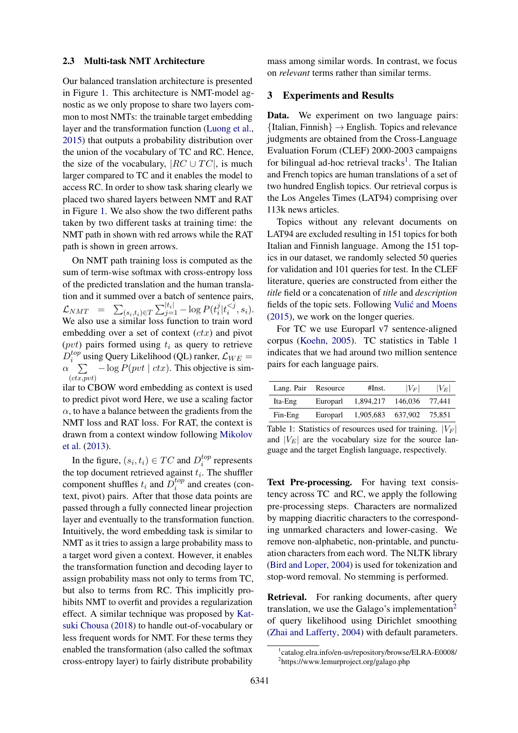### 2.3 Multi-task NMT Architecture

Our balanced translation architecture is presented in Figure 1. This architecture is NMT-model agnostic as we only propose to share two layers common to most NMTs: the trainable target embedding layer and the transformation function (Luong et al., 2015) that outputs a probability distribution over the union of the vocabulary of TC and RC. Hence, the size of the vocabulary, $|RC \cup TC|$, is much larger compared to TC and it enables the model to access RC. In order to show task sharing clearly we placed two shared layers between NMT and RAT in Figure 1. We also show the two different paths taken by two different tasks at training time: the NMT path in shown with red arrows while the RAT path is shown in green arrows.

On NMT path training loss is computed as the sum of term-wise softmax with cross-entropy loss of the predicted translation and the human translation and it summed over a batch of sentence pairs, $\mathcal{L}_{NMT} = \sum_{(s_i,t_i)\in T} \sum_{j=1}^{|t_i|} -\log P(t_i^j|t_i^{<j}, s_i)$. We also use a similar loss function to train word embedding over a set of context ($ctx$) and pivot ($pvt$) pairs formed using $t_i$ as query to retrieve $D_i^{top}$ using Query Likelihood (QL) ranker, $\mathcal{L}_{WE} = \alpha \sum_{(ctx,pvt)} -\log P(pvt \mid ctx)$. This objective is similar to CBOW word embedding as context is used to predict pivot word Here, we use a scaling factor $\alpha$, to have a balance between the gradients from the NMT loss and RAT loss. For RAT, the context is drawn from a context window following Mikolov et al. (2013).

In the figure, $(s_i, t_i) \in TC$ and $D_i^{top}$ represents the top document retrieved against $t_i$. The shuffler component shuffles $t_i$ and $D_i^{top}$ and creates (context, pivot) pairs. After that those data points are passed through a fully connected linear projection layer and eventually to the transformation function. Intuitively, the word embedding task is similar to NMT as it tries to assign a large probability mass to a target word given a context. However, it enables the transformation function and decoding layer to assign probability mass not only to terms from TC, but also to terms from RC. This implicitly prohibits NMT to overfit and provides a regularization effect. A similar technique was proposed by Katsuki Chousa (2018) to handle out-of-vocabulary or less frequent words for NMT. For these terms they enabled the transformation (also called the softmax cross-entropy layer) to fairly distribute probability mass among similar words. In contrast, we focus on *relevant* terms rather than similar terms.

## 3 Experiments and Results

**Data.** We experiment on two language pairs: {Italian, Finnish} $\rightarrow$ English. Topics and relevance judgments are obtained from the Cross-Language Evaluation Forum (CLEF) 2000-2003 campaigns for bilingual ad-hoc retrieval tracks[1]. The Italian and French topics are human translations of a set of two hundred English topics. Our retrieval corpus is the Los Angeles Times (LAT94) comprising over 113k news articles.

Topics without any relevant documents on LAT94 are excluded resulting in 151 topics for both Italian and Finnish language. Among the 151 topics in our dataset, we randomly selected 50 queries for validation and 101 queries for test. In the CLEF literature, queries are constructed from either the *title* field or a concatenation of *title* and *description* fields of the topic sets. Following Vulić and Moens (2015), we work on the longer queries.

For TC we use Europarl v7 sentence-aligned corpus (Koehn, 2005). TC statistics in Table 1 indicates that we had around two million sentence pairs for each language pairs.

| Lang. Pair | Resource | #Inst. | $\lvert V_F \rvert$ | $\lvert V_E \rvert$ |
|---|---|---|---|---|
| Ita-Eng | Europarl | 1,894,217 | 146,036 | 77,441 |
| Fin-Eng | Europarl | 1,905,683 | 637,902 | 75,851 |

Table 1: Statistics of resources used for training. $|V_F|$ and $|V_E|$ are the vocabulary size for the source language and the target English language, respectively.

**Text Pre-processing.** For having text consistency across TC and RC, we apply the following pre-processing steps. Characters are normalized by mapping diacritic characters to the corresponding unmarked characters and lower-casing. We remove non-alphabetic, non-printable, and punctuation characters from each word. The NLTK library (Bird and Loper, 2004) is used for tokenization and stop-word removal. No stemming is performed.

**Retrieval.** For ranking documents, after query translation, we use the Galago's implementation[2] of query likelihood using Dirichlet smoothing (Zhai and Lafferty, 2004) with default parameters.

[1] catalog.elra.info/en-us/repository/browse/ELRA-E0008/

[2] https://www.lemurproject.org/galago.php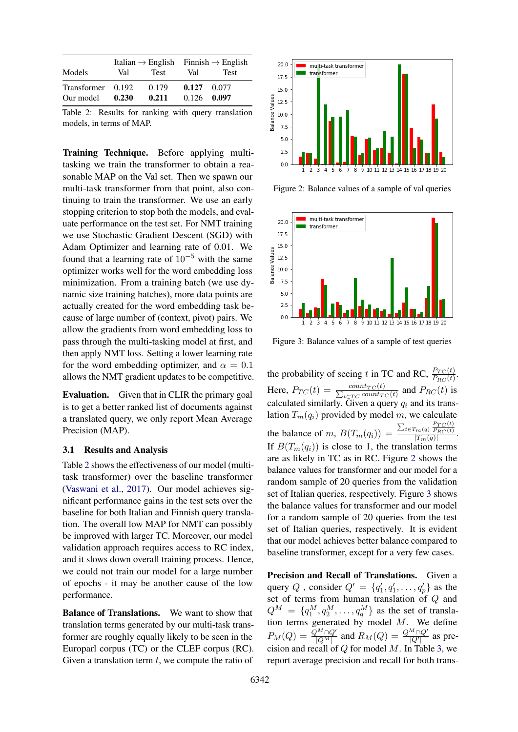| Models | Italian → English Val | Italian → English Test | Finnish → English Val | Finnish → English Test |
|---|---|---|---|---|
| Transformer | 0.192 | 0.179 | **0.127** | 0.077 |
| Our model | **0.230** | **0.211** | 0.126 | **0.097** |

Table 2: Results for ranking with query translation models, in terms of MAP.

**Training Technique.** Before applying multi-tasking we train the transformer to obtain a reasonable MAP on the Val set. Then we spawn our multi-task transformer from that point, also continuing to train the transformer. We use an early stopping criterion to stop both the models, and evaluate performance on the test set. For NMT training we use Stochastic Gradient Descent (SGD) with Adam Optimizer and learning rate of 0.01. We found that a learning rate of $10^{-5}$ with the same optimizer works well for the word embedding loss minimization. From a training batch (we use dynamic size training batches), more data points are actually created for the word embedding task because of large number of (context, pivot) pairs. We allow the gradients from word embedding loss to pass through the multi-tasking model at first, and then apply NMT loss. Setting a lower learning rate for the word embedding optimizer, and $\alpha = 0.1$ allows the NMT gradient updates to be competitive.

**Evaluation.** Given that in CLIR the primary goal is to get a better ranked list of documents against a translated query, we only report Mean Average Precision (MAP).

### 3.1 Results and Analysis

Table 2 shows the effectiveness of our model (multi-task transformer) over the baseline transformer (Vaswani et al., 2017). Our model achieves significant performance gains in the test sets over the baseline for both Italian and Finnish query translation. The overall low MAP for NMT can possibly be improved with larger TC. Moreover, our model validation approach requires access to RC index, and it slows down overall training process. Hence, we could not train our model for a large number of epochs - it may be another cause of the low performance.

**Balance of Translations.** We want to show that translation terms generated by our multi-task transformer are roughly equally likely to be seen in the Europarl corpus (TC) or the CLEF corpus (RC). Given a translation term $t$, we compute the ratio of the probability of seeing $t$ in TC and RC, $\frac{P_{TC}(t)}{P_{RC}(t)}$. Here, $P_{TC}(t) = \frac{count_{TC}(t)}{\sum_{t \in TC} count_{TC}(t)}$ and $P_{RC}(t)$ is calculated similarly. Given a query $q_i$ and its translation $T_m(q_i)$ provided by model $m$, we calculate the balance of $m$, $B(T_m(q_i)) = \frac{\sum_{t \in T_m(q)} \frac{P_{TC}(t)}{P_{RC}(t)}}{|T_m(q)|}$. If $B(T_m(q_i))$ is close to 1, the translation terms are as likely in TC as in RC. Figure 2 shows the balance values for transformer and our model for a random sample of 20 queries from the validation set of Italian queries, respectively. Figure 3 shows the balance values for transformer and our model for a random sample of 20 queries from the test set of Italian queries, respectively. It is evident that our model achieves better balance compared to baseline transformer, except for a very few cases.

Figure 2: Balance values of a sample of val queries

Figure 3: Balance values of a sample of test queries

**Precision and Recall of Translations.** Given a query $Q$ , consider $Q' = \{q'_1, q'_1, \ldots, q'_p\}$ as the set of terms from human translation of $Q$ and $Q^M = \{q^M_1, q^M_2, \ldots, q^M_q\}$ as the set of translation terms generated by model $M$. We define $P_M(Q) = \frac{Q^M \cap Q'}{|Q^M|}$ and $R_M(Q) = \frac{Q^M \cap Q'}{|Q'|}$ as precision and recall of $Q$ for model $M$. In Table 3, we report average precision and recall for both trans-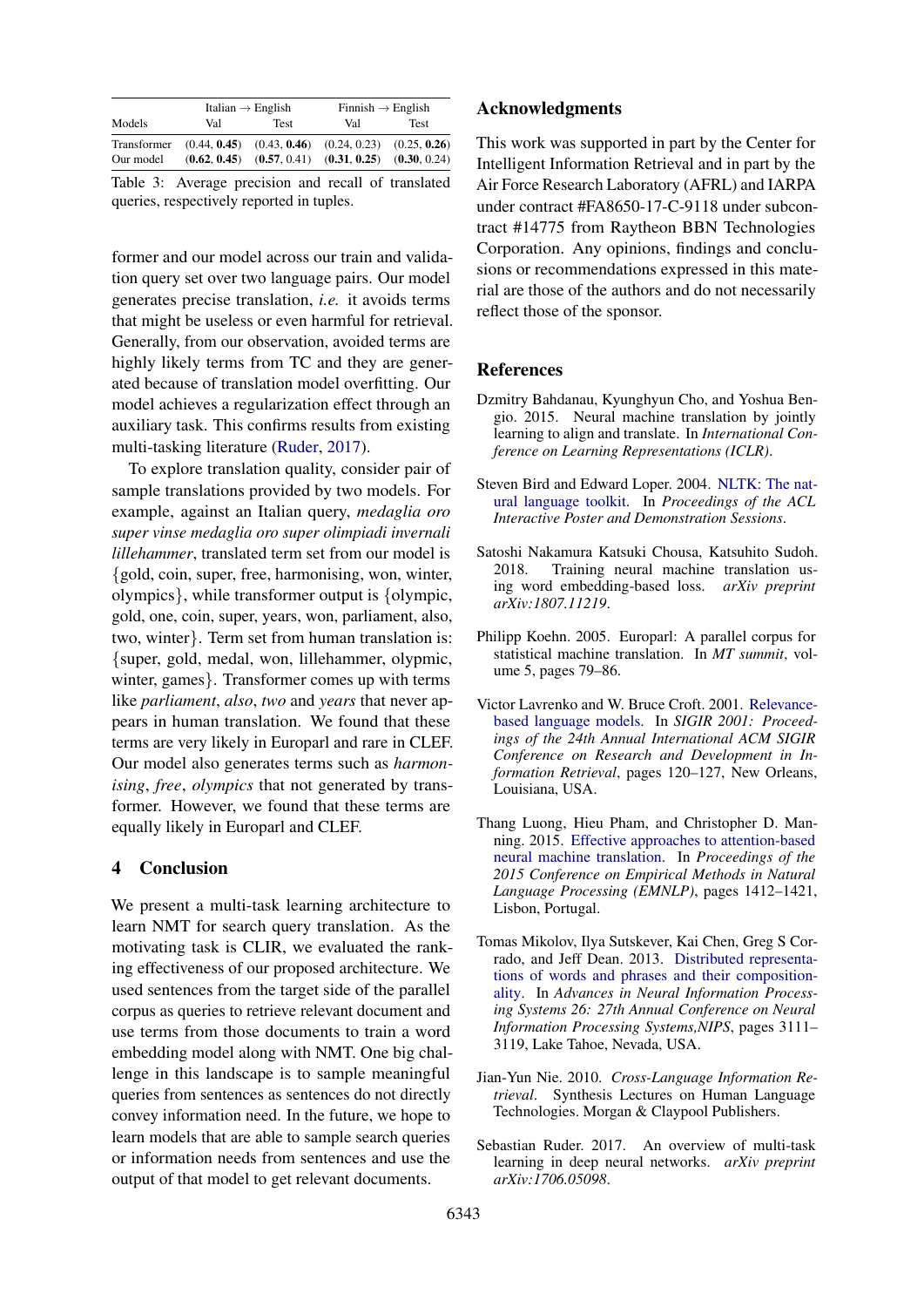| Models | Italian → English | | Finnish → English | |
|---|---|---|---|---|
| | Val | Test | Val | Test |
| Transformer | (0.44, **0.45**) | (0.43, **0.46**) | (0.24, 0.23) | (0.25, **0.26**) |
| Our model | (**0.62**, **0.45**) | (**0.57**, 0.41) | (**0.31**, **0.25**) | (**0.30**, 0.24) |

Table 3: Average precision and recall of translated queries, respectively reported in tuples.

former and our model across our train and validation query set over two language pairs. Our model generates precise translation, *i.e.* it avoids terms that might be useless or even harmful for retrieval. Generally, from our observation, avoided terms are highly likely terms from TC and they are generated because of translation model overfitting. Our model achieves a regularization effect through an auxiliary task. This confirms results from existing multi-tasking literature (Ruder, 2017).

To explore translation quality, consider pair of sample translations provided by two models. For example, against an Italian query, *medaglia oro super vinse medaglia oro super olimpiadi invernali lillehammer*, translated term set from our model is {gold, coin, super, free, harmonising, won, winter, olympics}, while transformer output is {olympic, gold, one, coin, super, years, won, parliament, also, two, winter}. Term set from human translation is: {super, gold, medal, won, lillehammer, olypmic, winter, games}. Transformer comes up with terms like *parliament*, *also*, *two* and *years* that never appears in human translation. We found that these terms are very likely in Europarl and rare in CLEF. Our model also generates terms such as *harmonising*, *free*, *olympics* that not generated by transformer. However, we found that these terms are equally likely in Europarl and CLEF.

## 4 Conclusion

We present a multi-task learning architecture to learn NMT for search query translation. As the motivating task is CLIR, we evaluated the ranking effectiveness of our proposed architecture. We used sentences from the target side of the parallel corpus as queries to retrieve relevant document and use terms from those documents to train a word embedding model along with NMT. One big challenge in this landscape is to sample meaningful queries from sentences as sentences do not directly convey information need. In the future, we hope to learn models that are able to sample search queries or information needs from sentences and use the output of that model to get relevant documents.

## Acknowledgments

This work was supported in part by the Center for Intelligent Information Retrieval and in part by the Air Force Research Laboratory (AFRL) and IARPA under contract #FA8650-17-C-9118 under subcontract #14775 from Raytheon BBN Technologies Corporation. Any opinions, findings and conclusions or recommendations expressed in this material are those of the authors and do not necessarily reflect those of the sponsor.

## References

Dzmitry Bahdanau, Kyunghyun Cho, and Yoshua Bengio. 2015. Neural machine translation by jointly learning to align and translate. In *International Conference on Learning Representations (ICLR)*.

Steven Bird and Edward Loper. 2004. NLTK: The natural language toolkit. In *Proceedings of the ACL Interactive Poster and Demonstration Sessions*.

Satoshi Nakamura Katsuki Chousa, Katsuhito Sudoh. 2018. Training neural machine translation using word embedding-based loss. *arXiv preprint arXiv:1807.11219*.

Philipp Koehn. 2005. Europarl: A parallel corpus for statistical machine translation. In *MT summit*, volume 5, pages 79–86.

Victor Lavrenko and W. Bruce Croft. 2001. Relevance-based language models. In *SIGIR 2001: Proceedings of the 24th Annual International ACM SIGIR Conference on Research and Development in Information Retrieval*, pages 120–127, New Orleans, Louisiana, USA.

Thang Luong, Hieu Pham, and Christopher D. Manning. 2015. Effective approaches to attention-based neural machine translation. In *Proceedings of the 2015 Conference on Empirical Methods in Natural Language Processing (EMNLP)*, pages 1412–1421, Lisbon, Portugal.

Tomas Mikolov, Ilya Sutskever, Kai Chen, Greg S Corrado, and Jeff Dean. 2013. Distributed representations of words and phrases and their compositionality. In *Advances in Neural Information Processing Systems 26: 27th Annual Conference on Neural Information Processing Systems,NIPS*, pages 3111–3119, Lake Tahoe, Nevada, USA.

Jian-Yun Nie. 2010. *Cross-Language Information Retrieval*. Synthesis Lectures on Human Language Technologies. Morgan & Claypool Publishers.

Sebastian Ruder. 2017. An overview of multi-task learning in deep neural networks. *arXiv preprint arXiv:1706.05098*.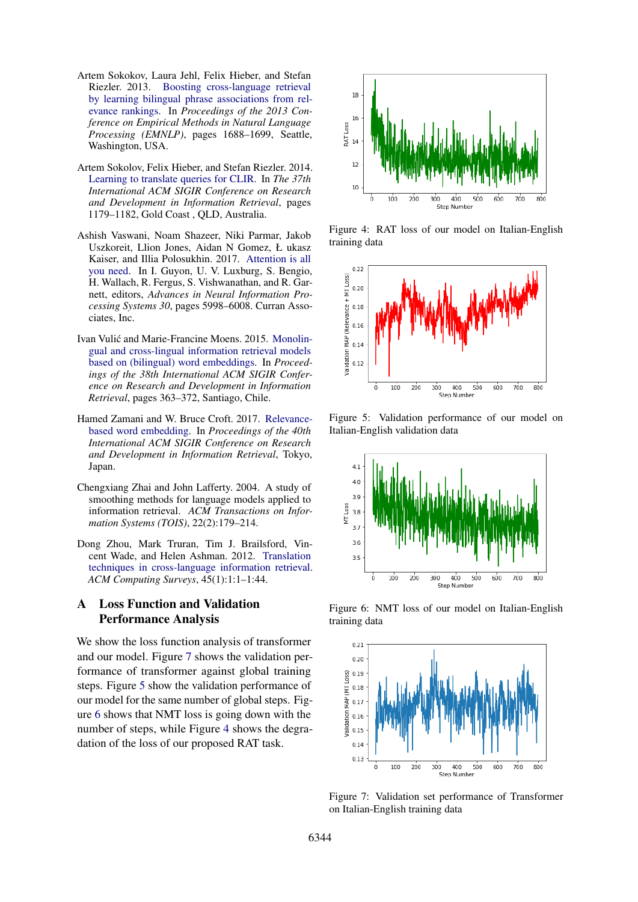Artem Sokokov, Laura Jehl, Felix Hieber, and Stefan Riezler. 2013. Boosting cross-language retrieval by learning bilingual phrase associations from relevance rankings. In *Proceedings of the 2013 Conference on Empirical Methods in Natural Language Processing (EMNLP)*, pages 1688–1699, Seattle, Washington, USA.

Artem Sokolov, Felix Hieber, and Stefan Riezler. 2014. Learning to translate queries for CLIR. In *The 37th International ACM SIGIR Conference on Research and Development in Information Retrieval*, pages 1179–1182, Gold Coast , QLD, Australia.

Ashish Vaswani, Noam Shazeer, Niki Parmar, Jakob Uszkoreit, Llion Jones, Aidan N Gomez, Ł ukasz Kaiser, and Illia Polosukhin. 2017. Attention is all you need. In I. Guyon, U. V. Luxburg, S. Bengio, H. Wallach, R. Fergus, S. Vishwanathan, and R. Garnett, editors, *Advances in Neural Information Processing Systems 30*, pages 5998–6008. Curran Associates, Inc.

Ivan Vulić and Marie-Francine Moens. 2015. Monolingual and cross-lingual information retrieval models based on (bilingual) word embeddings. In *Proceedings of the 38th International ACM SIGIR Conference on Research and Development in Information Retrieval*, pages 363–372, Santiago, Chile.

Hamed Zamani and W. Bruce Croft. 2017. Relevance-based word embedding. In *Proceedings of the 40th International ACM SIGIR Conference on Research and Development in Information Retrieval*, Tokyo, Japan.

Chengxiang Zhai and John Lafferty. 2004. A study of smoothing methods for language models applied to information retrieval. *ACM Transactions on Information Systems (TOIS)*, 22(2):179–214.

Dong Zhou, Mark Truran, Tim J. Brailsford, Vincent Wade, and Helen Ashman. 2012. Translation techniques in cross-language information retrieval. *ACM Computing Surveys*, 45(1):1:1–1:44.

## A Loss Function and Validation Performance Analysis

We show the loss function analysis of transformer and our model. Figure 7 shows the validation performance of transformer against global training steps. Figure 5 show the validation performance of our model for the same number of global steps. Figure 6 shows that NMT loss is going down with the number of steps, while Figure 4 shows the degradation of the loss of our proposed RAT task.

RAT Loss
18
16
14
12
10
0 100 200 300 400 500 600 700 800
Step Number

Figure 4: RAT loss of our model on Italian-English training data

Validation MAP (Relevance + MT Loss)
0.22
0.20
0.18
0.16
0.14
0.12
0 100 200 300 400 500 600 700 800
Step Number

Figure 5: Validation performance of our model on Italian-English validation data

MT Loss
4.1
4.0
3.9
3.8
3.7
3.6
3.5
0 100 200 300 400 500 600 700 800
Step Number

Figure 6: NMT loss of our model on Italian-English training data

Validation MAP (MT Loss)
0.21
0.20
0.19
0.18
0.17
0.16
0.15
0.14
0.13
0 100 200 300 400 500 600 700 800
Step Number

Figure 7: Validation set performance of Transformer on Italian-English training data